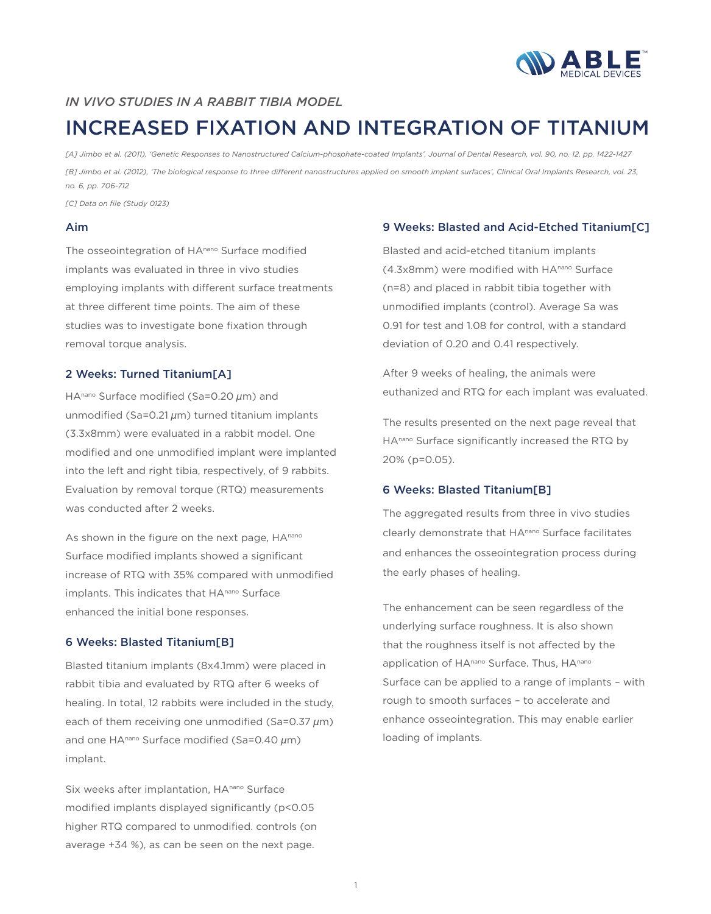*IN VIVO STUDIES IN A RABBIT TIBIA MODEL*

# INCREASED FIXATION AND INTEGRATION OF TITANIUM

*[A] Jimbo et al. (2011), 'Genetic Responses to Nanostructured Calcium-phosphate-coated Implants', Journal of Dental Research, vol. 90, no. 12, pp. 1422-1427*

*[B] Jimbo et al. (2012), 'The biological response to three different nanostructures applied on smooth implant surfaces', Clinical Oral Implants Research, vol. 23, no. 6, pp. 706-712*

*[C] Data on file (Study 0123)*

## Aim

The osseointegration of $HA^{nano}$ Surface modified implants was evaluated in three in vivo studies employing implants with different surface treatments at three different time points. The aim of these studies was to investigate bone fixation through removal torque analysis.

## 2 Weeks: Turned Titanium[A]

$HA^{nano}$ Surface modified (Sa=0.20 $\mu$m) and unmodified (Sa=0.21 $\mu$m) turned titanium implants (3.3x8mm) were evaluated in a rabbit model. One modified and one unmodified implant were implanted into the left and right tibia, respectively, of 9 rabbits. Evaluation by removal torque (RTQ) measurements was conducted after 2 weeks.

As shown in the figure on the next page, $HA^{nano}$ Surface modified implants showed a significant increase of RTQ with 35% compared with unmodified implants. This indicates that $HA^{nano}$ Surface enhanced the initial bone responses.

## 6 Weeks: Blasted Titanium[B]

Blasted titanium implants (8x4.1mm) were placed in rabbit tibia and evaluated by RTQ after 6 weeks of healing. In total, 12 rabbits were included in the study, each of them receiving one unmodified (Sa=0.37 $\mu$m) and one $HA^{nano}$ Surface modified (Sa=0.40 $\mu$m) implant.

Six weeks after implantation, $HA^{nano}$ Surface modified implants displayed significantly ($p<0.05$ higher RTQ compared to unmodified. controls (on average +34 %), as can be seen on the next page.

## 9 Weeks: Blasted and Acid-Etched Titanium[C]

Blasted and acid-etched titanium implants (4.3x8mm) were modified with $HA^{nano}$ Surface (n=8) and placed in rabbit tibia together with unmodified implants (control). Average Sa was 0.91 for test and 1.08 for control, with a standard deviation of 0.20 and 0.41 respectively.

After 9 weeks of healing, the animals were euthanized and RTQ for each implant was evaluated.

The results presented on the next page reveal that $HA^{nano}$ Surface significantly increased the RTQ by 20% ($p=0.05$).

## 6 Weeks: Blasted Titanium[B]

The aggregated results from three in vivo studies clearly demonstrate that $HA^{nano}$ Surface facilitates and enhances the osseointegration process during the early phases of healing.

The enhancement can be seen regardless of the underlying surface roughness. It is also shown that the roughness itself is not affected by the application of $HA^{nano}$ Surface. Thus, $HA^{nano}$ Surface can be applied to a range of implants – with rough to smooth surfaces – to accelerate and enhance osseointegration. This may enable earlier loading of implants.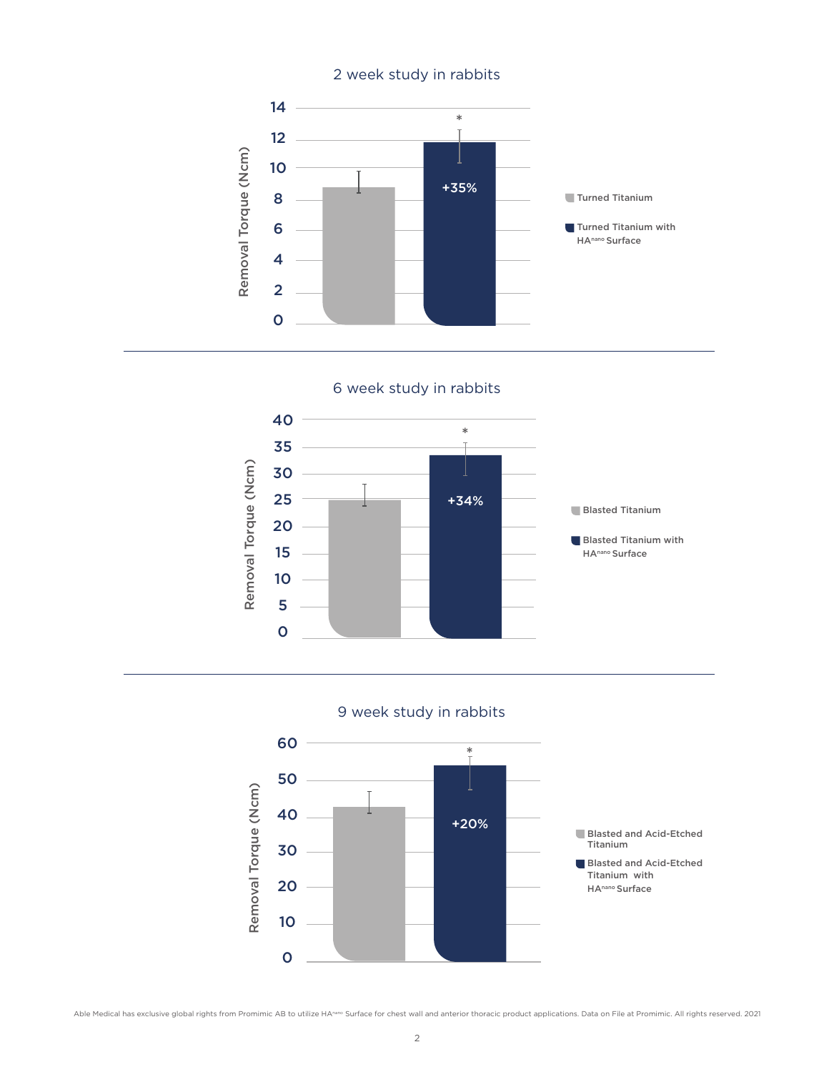2 week study in rabbits

Removal Torque (Ncm)

14
12
10
8
6
4
2
0

*

+35%

Turned Titanium

Turned Titanium with HA$^{nano}$ Surface

---

6 week study in rabbits

Removal Torque (Ncm)

40
35
30
25
20
15
10
5
0

*

+34%

Blasted Titanium

Blasted Titanium with HA$^{nano}$ Surface

---

9 week study in rabbits

Removal Torque (Ncm)

60
50
40
30
20
10
0

*

+20%

Blasted and Acid-Etched Titanium

Blasted and Acid-Etched Titanium with HA$^{nano}$ Surface

Able Medical has exclusive global rights from Promimic AB to utilize HA$^{nano}$ Surface for chest wall and anterior thoracic product applications. Data on File at Promimic. All rights reserved. 2021